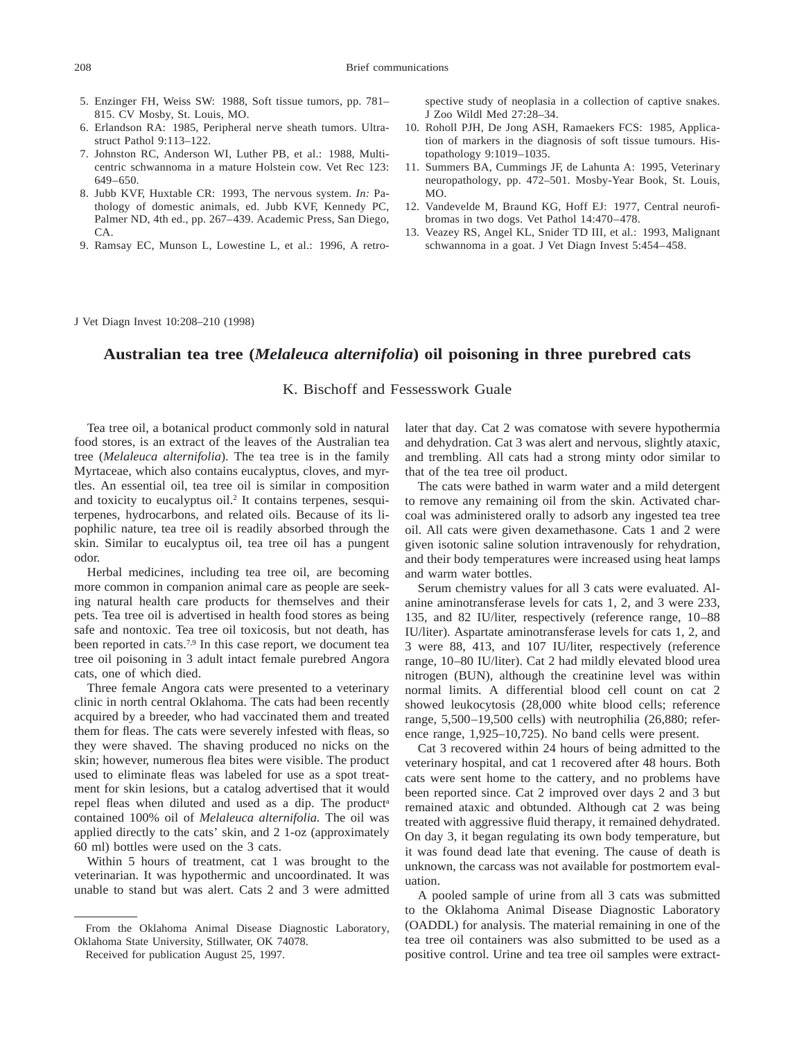5. Enzinger FH, Weiss SW: 1988, Soft tissue tumors, pp. 781–815. CV Mosby, St. Louis, MO.
6. Erlandson RA: 1985, Peripheral nerve sheath tumors. Ultrastruct Pathol 9:113–122.
7. Johnston RC, Anderson WI, Luther PB, et al.: 1988, Multicentric schwannoma in a mature Holstein cow. Vet Rec 123: 649–650.
8. Jubb KVF, Huxtable CR: 1993, The nervous system. *In:* Pathology of domestic animals, ed. Jubb KVF, Kennedy PC, Palmer ND, 4th ed., pp. 267–439. Academic Press, San Diego, CA.
9. Ramsay EC, Munson L, Lowestine L, et al.: 1996, A retrospective study of neoplasia in a collection of captive snakes. J Zoo Wildl Med 27:28–34.
10. Roholl PJH, De Jong ASH, Ramaekers FCS: 1985, Application of markers in the diagnosis of soft tissue tumours. Histopathology 9:1019–1035.
11. Summers BA, Cummings JF, de Lahunta A: 1995, Veterinary neuropathology, pp. 472–501. Mosby-Year Book, St. Louis, MO.
12. Vandevelde M, Braund KG, Hoff EJ: 1977, Central neurofibromas in two dogs. Vet Pathol 14:470–478.
13. Veazey RS, Angel KL, Snider TD III, et al.: 1993, Malignant schwannoma in a goat. J Vet Diagn Invest 5:454–458.

J Vet Diagn Invest 10:208–210 (1998)

# Australian tea tree (*Melaleuca alternifolia*) oil poisoning in three purebred cats

K. Bischoff and Fessesswork Guale

Tea tree oil, a botanical product commonly sold in natural food stores, is an extract of the leaves of the Australian tea tree (*Melaleuca alternifolia*). The tea tree is in the family Myrtaceae, which also contains eucalyptus, cloves, and myrtles. An essential oil, tea tree oil is similar in composition and toxicity to eucalyptus oil.[2] It contains terpenes, sesquiterpenes, hydrocarbons, and related oils. Because of its lipophilic nature, tea tree oil is readily absorbed through the skin. Similar to eucalyptus oil, tea tree oil has a pungent odor.

Herbal medicines, including tea tree oil, are becoming more common in companion animal care as people are seeking natural health care products for themselves and their pets. Tea tree oil is advertised in health food stores as being safe and nontoxic. Tea tree oil toxicosis, but not death, has been reported in cats.[7,9] In this case report, we document tea tree oil poisoning in 3 adult intact female purebred Angora cats, one of which died.

Three female Angora cats were presented to a veterinary clinic in north central Oklahoma. The cats had been recently acquired by a breeder, who had vaccinated them and treated them for fleas. The cats were severely infested with fleas, so they were shaved. The shaving produced no nicks on the skin; however, numerous flea bites were visible. The product used to eliminate fleas was labeled for use as a spot treatment for skin lesions, but a catalog advertised that it would repel fleas when diluted and used as a dip. The product[a] contained 100% oil of *Melaleuca alternifolia.* The oil was applied directly to the cats' skin, and 2 1-oz (approximately 60 ml) bottles were used on the 3 cats.

Within 5 hours of treatment, cat 1 was brought to the veterinarian. It was hypothermic and uncoordinated. It was unable to stand but was alert. Cats 2 and 3 were admitted later that day. Cat 2 was comatose with severe hypothermia and dehydration. Cat 3 was alert and nervous, slightly ataxic, and trembling. All cats had a strong minty odor similar to that of the tea tree oil product.

The cats were bathed in warm water and a mild detergent to remove any remaining oil from the skin. Activated charcoal was administered orally to adsorb any ingested tea tree oil. All cats were given dexamethasone. Cats 1 and 2 were given isotonic saline solution intravenously for rehydration, and their body temperatures were increased using heat lamps and warm water bottles.

Serum chemistry values for all 3 cats were evaluated. Alanine aminotransferase levels for cats 1, 2, and 3 were 233, 135, and 82 IU/liter, respectively (reference range, 10–88 IU/liter). Aspartate aminotransferase levels for cats 1, 2, and 3 were 88, 413, and 107 IU/liter, respectively (reference range, 10–80 IU/liter). Cat 2 had mildly elevated blood urea nitrogen (BUN), although the creatinine level was within normal limits. A differential blood cell count on cat 2 showed leukocytosis (28,000 white blood cells; reference range, 5,500–19,500 cells) with neutrophilia (26,880; reference range, 1,925–10,725). No band cells were present.

Cat 3 recovered within 24 hours of being admitted to the veterinary hospital, and cat 1 recovered after 48 hours. Both cats were sent home to the cattery, and no problems have been reported since. Cat 2 improved over days 2 and 3 but remained ataxic and obtunded. Although cat 2 was being treated with aggressive fluid therapy, it remained dehydrated. On day 3, it began regulating its own body temperature, but it was found dead late that evening. The cause of death is unknown, the carcass was not available for postmortem evaluation.

A pooled sample of urine from all 3 cats was submitted to the Oklahoma Animal Disease Diagnostic Laboratory (OADDL) for analysis. The material remaining in one of the tea tree oil containers was also submitted to be used as a positive control. Urine and tea tree oil samples were extract-

From the Oklahoma Animal Disease Diagnostic Laboratory, Oklahoma State University, Stillwater, OK 74078.

Received for publication August 25, 1997.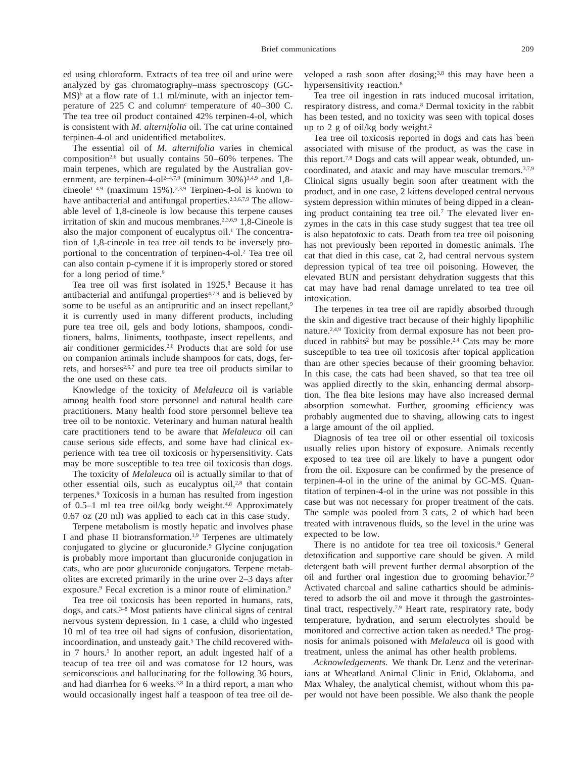ed using chloroform. Extracts of tea tree oil and urine were analyzed by gas chromatography–mass spectroscopy (GC-MS)[b] at a flow rate of 1.1 ml/minute, with an injector temperature of 225 C and column[c] temperature of 40–300 C. The tea tree oil product contained 42% terpinen-4-ol, which is consistent with *M. alternifolia* oil. The cat urine contained terpinen-4-ol and unidentified metabolites.

The essential oil of *M. alternifolia* varies in chemical composition[2,6] but usually contains 50–60% terpenes. The main terpenes, which are regulated by the Australian government, are terpinen-4-ol[2–4,7,9] (minimum 30%)[3,4,9] and 1,8-cineole[1–4,9] (maximum 15%).[2,3,9] Terpinen-4-ol is known to have antibacterial and antifungal properties.[2,3,6,7,9] The allowable level of 1,8-cineole is low because this terpene causes irritation of skin and mucous membranes.[2,3,6,9] 1,8-Cineole is also the major component of eucalyptus oil.[1] The concentration of 1,8-cineole in tea tree oil tends to be inversely proportional to the concentration of terpinen-4-ol.[2] Tea tree oil can also contain p-cymene if it is improperly stored or stored for a long period of time.[9]

Tea tree oil was first isolated in 1925.[8] Because it has antibacterial and antifungal properties[4,7,9] and is believed by some to be useful as an antipruritic and an insect repellant,[9] it is currently used in many different products, including pure tea tree oil, gels and body lotions, shampoos, conditioners, balms, liniments, toothpaste, insect repellents, and air conditioner germicides.[2,6] Products that are sold for use on companion animals include shampoos for cats, dogs, ferrets, and horses[2,6,7] and pure tea tree oil products similar to the one used on these cats.

Knowledge of the toxicity of *Melaleuca* oil is variable among health food store personnel and natural health care practitioners. Many health food store personnel believe tea tree oil to be nontoxic. Veterinary and human natural health care practitioners tend to be aware that *Melaleuca* oil can cause serious side effects, and some have had clinical experience with tea tree oil toxicosis or hypersensitivity. Cats may be more susceptible to tea tree oil toxicosis than dogs.

The toxicity of *Melaleuca* oil is actually similar to that of other essential oils, such as eucalyptus oil,[2,8] that contain terpenes.[9] Toxicosis in a human has resulted from ingestion of 0.5–1 ml tea tree oil/kg body weight.[4,8] Approximately 0.67 oz (20 ml) was applied to each cat in this case study.

Terpene metabolism is mostly hepatic and involves phase I and phase II biotransformation.[1,9] Terpenes are ultimately conjugated to glycine or glucuronide.[9] Glycine conjugation is probably more important than glucuronide conjugation in cats, who are poor glucuronide conjugators. Terpene metabolites are excreted primarily in the urine over 2–3 days after exposure.[9] Fecal excretion is a minor route of elimination.[9]

Tea tree oil toxicosis has been reported in humans, rats, dogs, and cats.[3–8] Most patients have clinical signs of central nervous system depression. In 1 case, a child who ingested 10 ml of tea tree oil had signs of confusion, disorientation, incoordination, and unsteady gait.[5] The child recovered within 7 hours.[5] In another report, an adult ingested half of a teacup of tea tree oil and was comatose for 12 hours, was semiconscious and hallucinating for the following 36 hours, and had diarrhea for 6 weeks.[3,8] In a third report, a man who would occasionally ingest half a teaspoon of tea tree oil developed a rash soon after dosing;[3,8] this may have been a hypersensitivity reaction.[8]

Tea tree oil ingestion in rats induced mucosal irritation, respiratory distress, and coma.[8] Dermal toxicity in the rabbit has been tested, and no toxicity was seen with topical doses up to 2 g of oil/kg body weight.[2]

Tea tree oil toxicosis reported in dogs and cats has been associated with misuse of the product, as was the case in this report.[7,8] Dogs and cats will appear weak, obtunded, uncoordinated, and ataxic and may have muscular tremors.[3,7,9] Clinical signs usually begin soon after treatment with the product, and in one case, 2 kittens developed central nervous system depression within minutes of being dipped in a cleaning product containing tea tree oil.[7] The elevated liver enzymes in the cats in this case study suggest that tea tree oil is also hepatotoxic to cats. Death from tea tree oil poisoning has not previously been reported in domestic animals. The cat that died in this case, cat 2, had central nervous system depression typical of tea tree oil poisoning. However, the elevated BUN and persistant dehydration suggests that this cat may have had renal damage unrelated to tea tree oil intoxication.

The terpenes in tea tree oil are rapidly absorbed through the skin and digestive tract because of their highly lipophilic nature.[2,4,9] Toxicity from dermal exposure has not been produced in rabbits[2] but may be possible.[2,4] Cats may be more susceptible to tea tree oil toxicosis after topical application than are other species because of their grooming behavior. In this case, the cats had been shaved, so that tea tree oil was applied directly to the skin, enhancing dermal absorption. The flea bite lesions may have also increased dermal absorption somewhat. Further, grooming efficiency was probably augmented due to shaving, allowing cats to ingest a large amount of the oil applied.

Diagnosis of tea tree oil or other essential oil toxicosis usually relies upon history of exposure. Animals recently exposed to tea tree oil are likely to have a pungent odor from the oil. Exposure can be confirmed by the presence of terpinen-4-ol in the urine of the animal by GC-MS. Quantitation of terpinen-4-ol in the urine was not possible in this case but was not necessary for proper treatment of the cats. The sample was pooled from 3 cats, 2 of which had been treated with intravenous fluids, so the level in the urine was expected to be low.

There is no antidote for tea tree oil toxicosis.[9] General detoxification and supportive care should be given. A mild detergent bath will prevent further dermal absorption of the oil and further oral ingestion due to grooming behavior.[7,9] Activated charcoal and saline cathartics should be administered to adsorb the oil and move it through the gastrointestinal tract, respectively.[7,9] Heart rate, respiratory rate, body temperature, hydration, and serum electrolytes should be monitored and corrective action taken as needed.[9] The prognosis for animals poisoned with *Melaleuca* oil is good with treatment, unless the animal has other health problems.

*Acknowledgements.* We thank Dr. Lenz and the veterinarians at Wheatland Animal Clinic in Enid, Oklahoma, and Max Whaley, the analytical chemist, without whom this paper would not have been possible. We also thank the people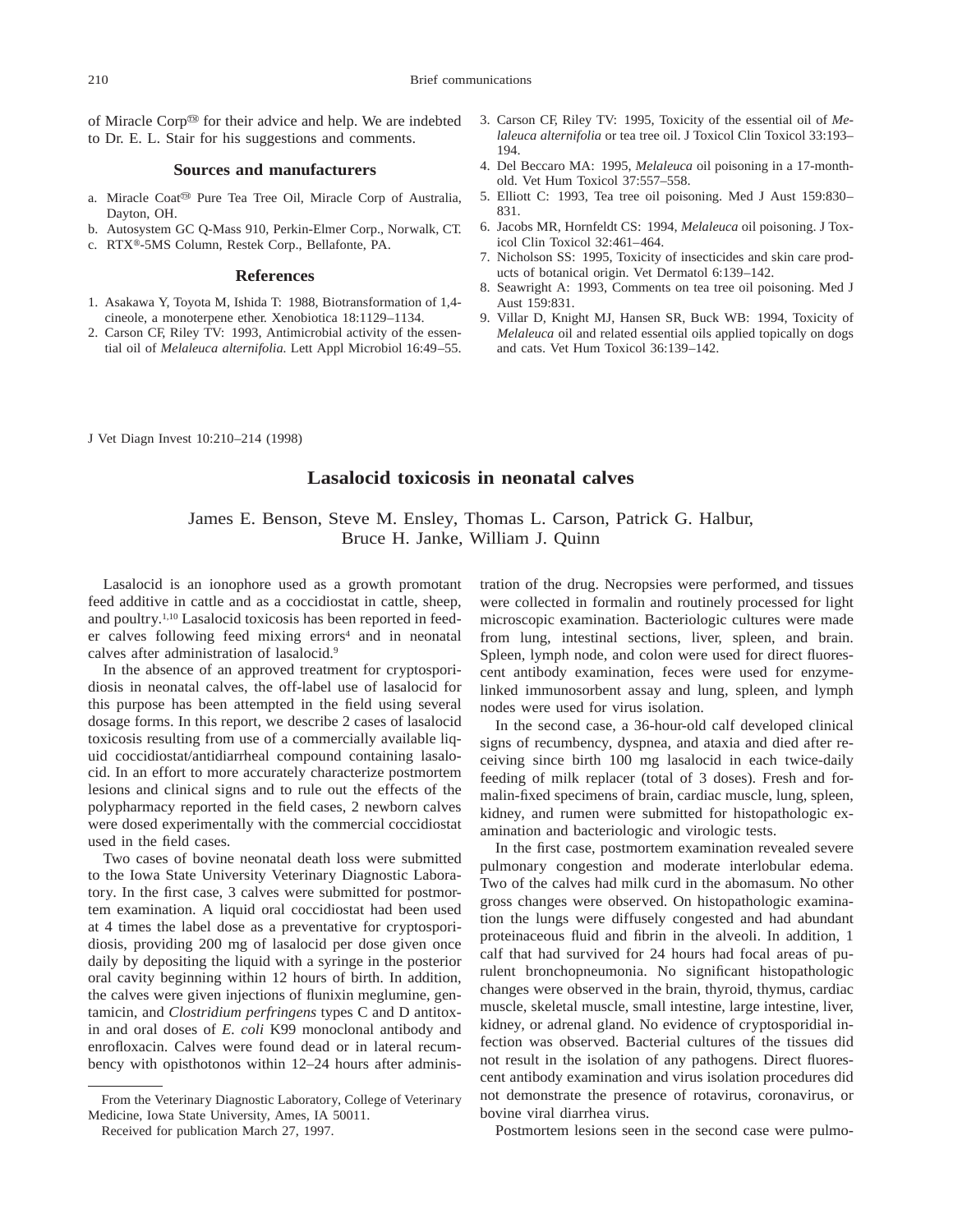of Miracle Corp™ for their advice and help. We are indebted to Dr. E. L. Stair for his suggestions and comments.

### Sources and manufacturers

a. Miracle Coat™ Pure Tea Tree Oil, Miracle Corp of Australia, Dayton, OH.
b. Autosystem GC Q-Mass 910, Perkin-Elmer Corp., Norwalk, CT.
c. RTX®-5MS Column, Restek Corp., Bellafonte, PA.

### References

1. Asakawa Y, Toyota M, Ishida T: 1988, Biotransformation of 1,4-cineole, a monoterpene ether. Xenobiotica 18:1129–1134.
2. Carson CF, Riley TV: 1993, Antimicrobial activity of the essential oil of *Melaleuca alternifolia.* Lett Appl Microbiol 16:49–55.
3. Carson CF, Riley TV: 1995, Toxicity of the essential oil of *Melaleuca alternifolia* or tea tree oil. J Toxicol Clin Toxicol 33:193–194.
4. Del Beccaro MA: 1995, *Melaleuca* oil poisoning in a 17-month-old. Vet Hum Toxicol 37:557–558.
5. Elliott C: 1993, Tea tree oil poisoning. Med J Aust 159:830–831.
6. Jacobs MR, Hornfeldt CS: 1994, *Melaleuca* oil poisoning. J Toxicol Clin Toxicol 32:461–464.
7. Nicholson SS: 1995, Toxicity of insecticides and skin care products of botanical origin. Vet Dermatol 6:139–142.
8. Seawright A: 1993, Comments on tea tree oil poisoning. Med J Aust 159:831.
9. Villar D, Knight MJ, Hansen SR, Buck WB: 1994, Toxicity of *Melaleuca* oil and related essential oils applied topically on dogs and cats. Vet Hum Toxicol 36:139–142.

J Vet Diagn Invest 10:210–214 (1998)

## Lasalocid toxicosis in neonatal calves

James E. Benson, Steve M. Ensley, Thomas L. Carson, Patrick G. Halbur, Bruce H. Janke, William J. Quinn

Lasalocid is an ionophore used as a growth promotant feed additive in cattle and as a coccidiostat in cattle, sheep, and poultry.[1,10] Lasalocid toxicosis has been reported in feeder calves following feed mixing errors[4] and in neonatal calves after administration of lasalocid.[9]

In the absence of an approved treatment for cryptosporidiosis in neonatal calves, the off-label use of lasalocid for this purpose has been attempted in the field using several dosage forms. In this report, we describe 2 cases of lasalocid toxicosis resulting from use of a commercially available liquid coccidiostat/antidiarrheal compound containing lasalocid. In an effort to more accurately characterize postmortem lesions and clinical signs and to rule out the effects of the polypharmacy reported in the field cases, 2 newborn calves were dosed experimentally with the commercial coccidiostat used in the field cases.

Two cases of bovine neonatal death loss were submitted to the Iowa State University Veterinary Diagnostic Laboratory. In the first case, 3 calves were submitted for postmortem examination. A liquid oral coccidiostat had been used at 4 times the label dose as a preventative for cryptosporidiosis, providing 200 mg of lasalocid per dose given once daily by depositing the liquid with a syringe in the posterior oral cavity beginning within 12 hours of birth. In addition, the calves were given injections of flunixin meglumine, gentamicin, and *Clostridium perfringens* types C and D antitoxin and oral doses of *E. coli* K99 monoclonal antibody and enrofloxacin. Calves were found dead or in lateral recumbency with opisthotonos within 12–24 hours after administration of the drug. Necropsies were performed, and tissues were collected in formalin and routinely processed for light microscopic examination. Bacteriologic cultures were made from lung, intestinal sections, liver, spleen, and brain. Spleen, lymph node, and colon were used for direct fluorescent antibody examination, feces were used for enzyme-linked immunosorbent assay and lung, spleen, and lymph nodes were used for virus isolation.

In the second case, a 36-hour-old calf developed clinical signs of recumbency, dyspnea, and ataxia and died after receiving since birth 100 mg lasalocid in each twice-daily feeding of milk replacer (total of 3 doses). Fresh and formalin-fixed specimens of brain, cardiac muscle, lung, spleen, kidney, and rumen were submitted for histopathologic examination and bacteriologic and virologic tests.

In the first case, postmortem examination revealed severe pulmonary congestion and moderate interlobular edema. Two of the calves had milk curd in the abomasum. No other gross changes were observed. On histopathologic examination the lungs were diffusely congested and had abundant proteinaceous fluid and fibrin in the alveoli. In addition, 1 calf that had survived for 24 hours had focal areas of purulent bronchopneumonia. No significant histopathologic changes were observed in the brain, thyroid, thymus, cardiac muscle, skeletal muscle, small intestine, large intestine, liver, kidney, or adrenal gland. No evidence of cryptosporidial infection was observed. Bacterial cultures of the tissues did not result in the isolation of any pathogens. Direct fluorescent antibody examination and virus isolation procedures did not demonstrate the presence of rotavirus, coronavirus, or bovine viral diarrhea virus.

Postmortem lesions seen in the second case were pulmo-

From the Veterinary Diagnostic Laboratory, College of Veterinary Medicine, Iowa State University, Ames, IA 50011.

Received for publication March 27, 1997.